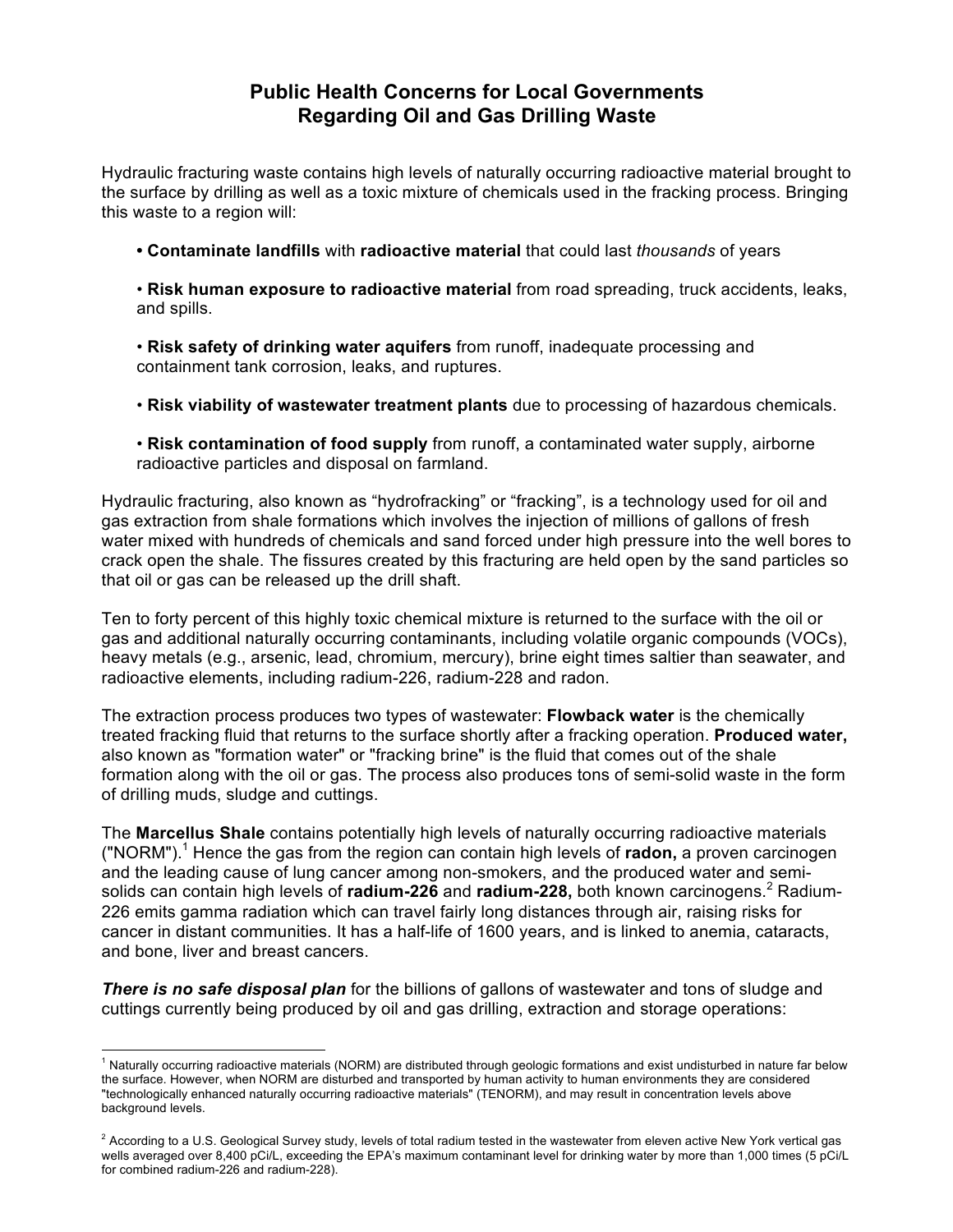# Public Health Concerns for Local Governments Regarding Oil and Gas Drilling Waste

Hydraulic fracturing waste contains high levels of naturally occurring radioactive material brought to the surface by drilling as well as a toxic mixture of chemicals used in the fracking process. Bringing this waste to a region will:

- **Contaminate landfills** with **radioactive material** that could last *thousands* of years
- **Risk human exposure to radioactive material** from road spreading, truck accidents, leaks, and spills.
- **Risk safety of drinking water aquifers** from runoff, inadequate processing and containment tank corrosion, leaks, and ruptures.
- **Risk viability of wastewater treatment plants** due to processing of hazardous chemicals.
- **Risk contamination of food supply** from runoff, a contaminated water supply, airborne radioactive particles and disposal on farmland.

Hydraulic fracturing, also known as "hydrofracking" or "fracking", is a technology used for oil and gas extraction from shale formations which involves the injection of millions of gallons of fresh water mixed with hundreds of chemicals and sand forced under high pressure into the well bores to crack open the shale. The fissures created by this fracturing are held open by the sand particles so that oil or gas can be released up the drill shaft.

Ten to forty percent of this highly toxic chemical mixture is returned to the surface with the oil or gas and additional naturally occurring contaminants, including volatile organic compounds (VOCs), heavy metals (e.g., arsenic, lead, chromium, mercury), brine eight times saltier than seawater, and radioactive elements, including radium-226, radium-228 and radon.

The extraction process produces two types of wastewater: **Flowback water** is the chemically treated fracking fluid that returns to the surface shortly after a fracking operation. **Produced water,** also known as "formation water" or "fracking brine" is the fluid that comes out of the shale formation along with the oil or gas. The process also produces tons of semi-solid waste in the form of drilling muds, sludge and cuttings.

The **Marcellus Shale** contains potentially high levels of naturally occurring radioactive materials ("NORM").[1] Hence the gas from the region can contain high levels of **radon,** a proven carcinogen and the leading cause of lung cancer among non-smokers, and the produced water and semi-solids can contain high levels of **radium-226** and **radium-228,** both known carcinogens.[2] Radium-226 emits gamma radiation which can travel fairly long distances through air, raising risks for cancer in distant communities. It has a half-life of 1600 years, and is linked to anemia, cataracts, and bone, liver and breast cancers.

***There is no safe disposal plan*** for the billions of gallons of wastewater and tons of sludge and cuttings currently being produced by oil and gas drilling, extraction and storage operations:

---

[1] Naturally occurring radioactive materials (NORM) are distributed through geologic formations and exist undisturbed in nature far below the surface. However, when NORM are disturbed and transported by human activity to human environments they are considered "technologically enhanced naturally occurring radioactive materials" (TENORM), and may result in concentration levels above background levels.

[2] According to a U.S. Geological Survey study, levels of total radium tested in the wastewater from eleven active New York vertical gas wells averaged over 8,400 pCi/L, exceeding the EPA's maximum contaminant level for drinking water by more than 1,000 times (5 pCi/L for combined radium-226 and radium-228).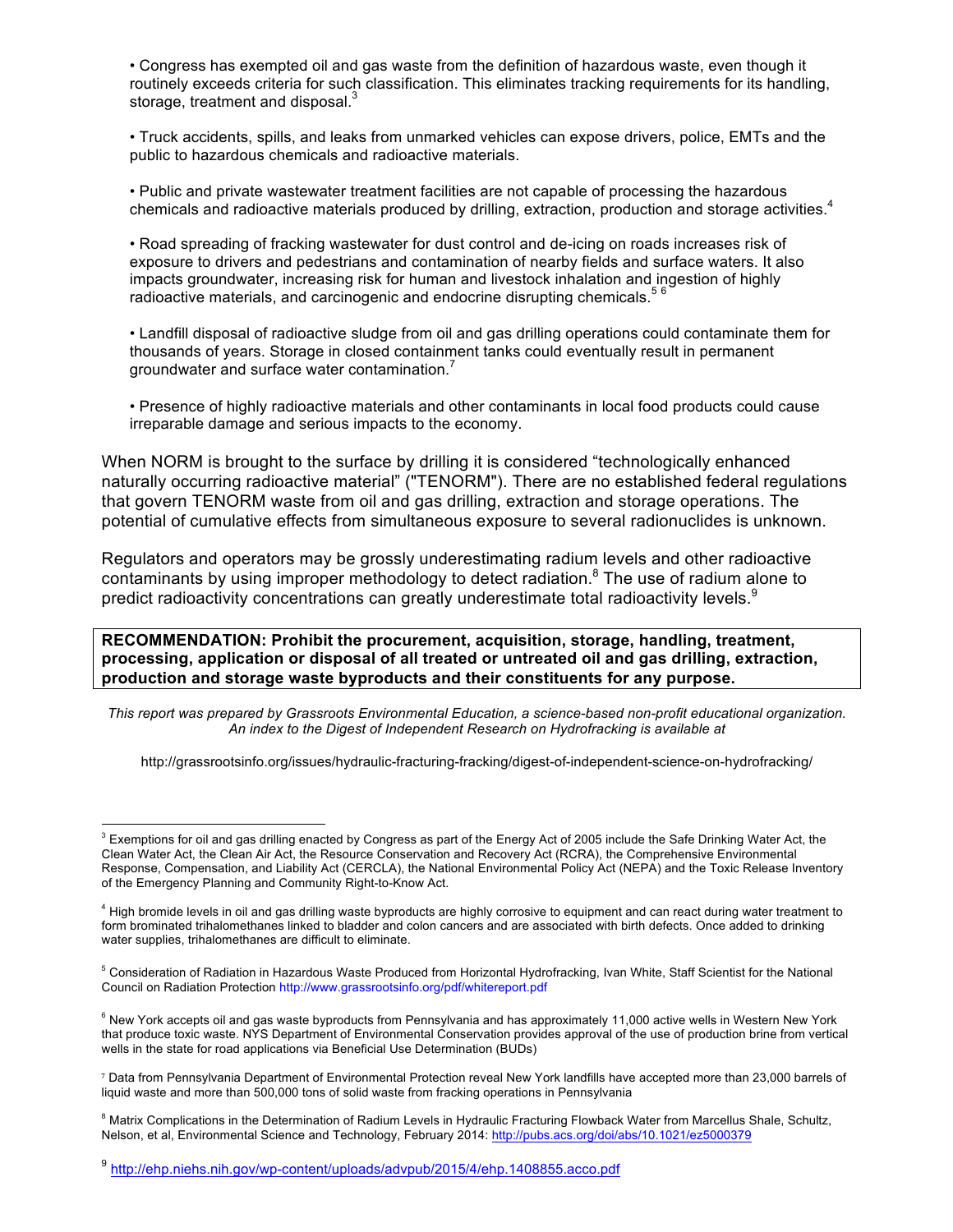- Congress has exempted oil and gas waste from the definition of hazardous waste, even though it routinely exceeds criteria for such classification. This eliminates tracking requirements for its handling, storage, treatment and disposal.[3]

- Truck accidents, spills, and leaks from unmarked vehicles can expose drivers, police, EMTs and the public to hazardous chemicals and radioactive materials.

- Public and private wastewater treatment facilities are not capable of processing the hazardous chemicals and radioactive materials produced by drilling, extraction, production and storage activities.[4]

- Road spreading of fracking wastewater for dust control and de-icing on roads increases risk of exposure to drivers and pedestrians and contamination of nearby fields and surface waters. It also impacts groundwater, increasing risk for human and livestock inhalation and ingestion of highly radioactive materials, and carcinogenic and endocrine disrupting chemicals.[5] [6]

- Landfill disposal of radioactive sludge from oil and gas drilling operations could contaminate them for thousands of years. Storage in closed containment tanks could eventually result in permanent groundwater and surface water contamination.[7]

- Presence of highly radioactive materials and other contaminants in local food products could cause irreparable damage and serious impacts to the economy.

When NORM is brought to the surface by drilling it is considered "technologically enhanced naturally occurring radioactive material" ("TENORM"). There are no established federal regulations that govern TENORM waste from oil and gas drilling, extraction and storage operations. The potential of cumulative effects from simultaneous exposure to several radionuclides is unknown.

Regulators and operators may be grossly underestimating radium levels and other radioactive contaminants by using improper methodology to detect radiation.[8] The use of radium alone to predict radioactivity concentrations can greatly underestimate total radioactivity levels.[9]

**RECOMMENDATION: Prohibit the procurement, acquisition, storage, handling, treatment, processing, application or disposal of all treated or untreated oil and gas drilling, extraction, production and storage waste byproducts and their constituents for any purpose.**

*This report was prepared by Grassroots Environmental Education, a science-based non-profit educational organization. An index to the Digest of Independent Research on Hydrofracking is available at*

http://grassrootsinfo.org/issues/hydraulic-fracturing-fracking/digest-of-independent-science-on-hydrofracking/

---

[3] Exemptions for oil and gas drilling enacted by Congress as part of the Energy Act of 2005 include the Safe Drinking Water Act, the Clean Water Act, the Clean Air Act, the Resource Conservation and Recovery Act (RCRA), the Comprehensive Environmental Response, Compensation, and Liability Act (CERCLA), the National Environmental Policy Act (NEPA) and the Toxic Release Inventory of the Emergency Planning and Community Right-to-Know Act.

[4] High bromide levels in oil and gas drilling waste byproducts are highly corrosive to equipment and can react during water treatment to form brominated trihalomethanes linked to bladder and colon cancers and are associated with birth defects. Once added to drinking water supplies, trihalomethanes are difficult to eliminate.

[5] Consideration of Radiation in Hazardous Waste Produced from Horizontal Hydrofracking, Ivan White, Staff Scientist for the National Council on Radiation Protection http://www.grassrootsinfo.org/pdf/whitereport.pdf

[6] New York accepts oil and gas waste byproducts from Pennsylvania and has approximately 11,000 active wells in Western New York that produce toxic waste. NYS Department of Environmental Conservation provides approval of the use of production brine from vertical wells in the state for road applications via Beneficial Use Determination (BUDs)

[7] Data from Pennsylvania Department of Environmental Protection reveal New York landfills have accepted more than 23,000 barrels of liquid waste and more than 500,000 tons of solid waste from fracking operations in Pennsylvania

[8] Matrix Complications in the Determination of Radium Levels in Hydraulic Fracturing Flowback Water from Marcellus Shale, Schultz, Nelson, et al, Environmental Science and Technology, February 2014: http://pubs.acs.org/doi/abs/10.1021/ez5000379

[9] http://ehp.niehs.nih.gov/wp-content/uploads/advpub/2015/4/ehp.1408855.acco.pdf